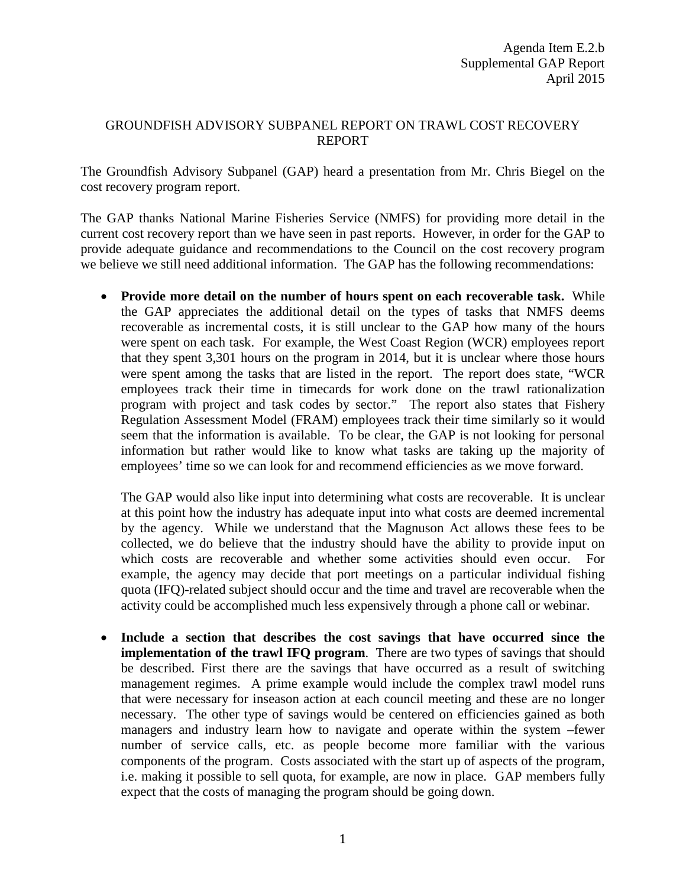Agenda Item E.2.b
Supplemental GAP Report
April 2015

# GROUNDFISH ADVISORY SUBPANEL REPORT ON TRAWL COST RECOVERY REPORT

The Groundfish Advisory Subpanel (GAP) heard a presentation from Mr. Chris Biegel on the cost recovery program report.

The GAP thanks National Marine Fisheries Service (NMFS) for providing more detail in the current cost recovery report than we have seen in past reports. However, in order for the GAP to provide adequate guidance and recommendations to the Council on the cost recovery program we believe we still need additional information. The GAP has the following recommendations:

- **Provide more detail on the number of hours spent on each recoverable task.** While the GAP appreciates the additional detail on the types of tasks that NMFS deems recoverable as incremental costs, it is still unclear to the GAP how many of the hours were spent on each task. For example, the West Coast Region (WCR) employees report that they spent 3,301 hours on the program in 2014, but it is unclear where those hours were spent among the tasks that are listed in the report. The report does state, "WCR employees track their time in timecards for work done on the trawl rationalization program with project and task codes by sector." The report also states that Fishery Regulation Assessment Model (FRAM) employees track their time similarly so it would seem that the information is available. To be clear, the GAP is not looking for personal information but rather would like to know what tasks are taking up the majority of employees' time so we can look for and recommend efficiencies as we move forward.

  The GAP would also like input into determining what costs are recoverable. It is unclear at this point how the industry has adequate input into what costs are deemed incremental by the agency. While we understand that the Magnuson Act allows these fees to be collected, we do believe that the industry should have the ability to provide input on which costs are recoverable and whether some activities should even occur. For example, the agency may decide that port meetings on a particular individual fishing quota (IFQ)-related subject should occur and the time and travel are recoverable when the activity could be accomplished much less expensively through a phone call or webinar.

- **Include a section that describes the cost savings that have occurred since the implementation of the trawl IFQ program**. There are two types of savings that should be described. First there are the savings that have occurred as a result of switching management regimes. A prime example would include the complex trawl model runs that were necessary for inseason action at each council meeting and these are no longer necessary. The other type of savings would be centered on efficiencies gained as both managers and industry learn how to navigate and operate within the system –fewer number of service calls, etc. as people become more familiar with the various components of the program. Costs associated with the start up of aspects of the program, i.e. making it possible to sell quota, for example, are now in place. GAP members fully expect that the costs of managing the program should be going down.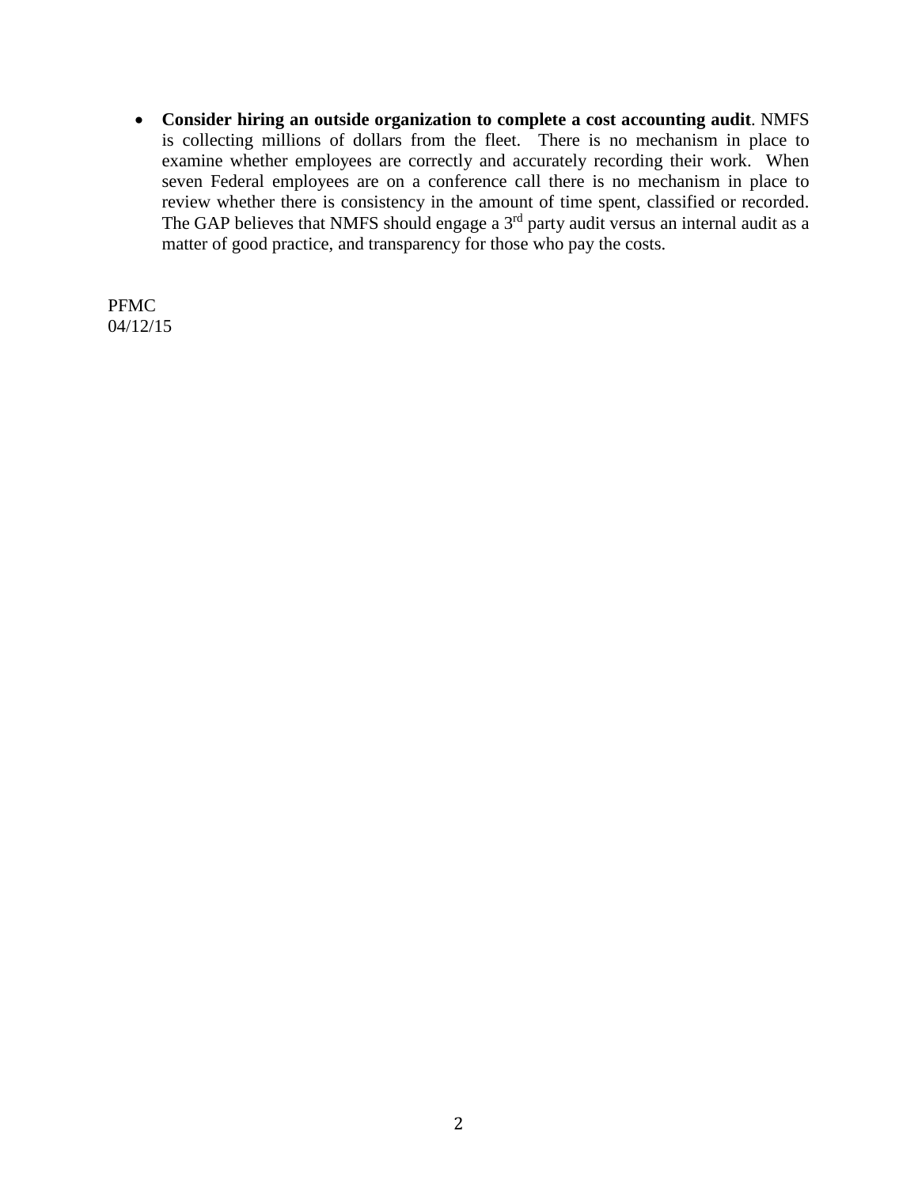- **Consider hiring an outside organization to complete a cost accounting audit**. NMFS is collecting millions of dollars from the fleet. There is no mechanism in place to examine whether employees are correctly and accurately recording their work. When seven Federal employees are on a conference call there is no mechanism in place to review whether there is consistency in the amount of time spent, classified or recorded. The GAP believes that NMFS should engage a 3rd party audit versus an internal audit as a matter of good practice, and transparency for those who pay the costs.

PFMC
04/12/15